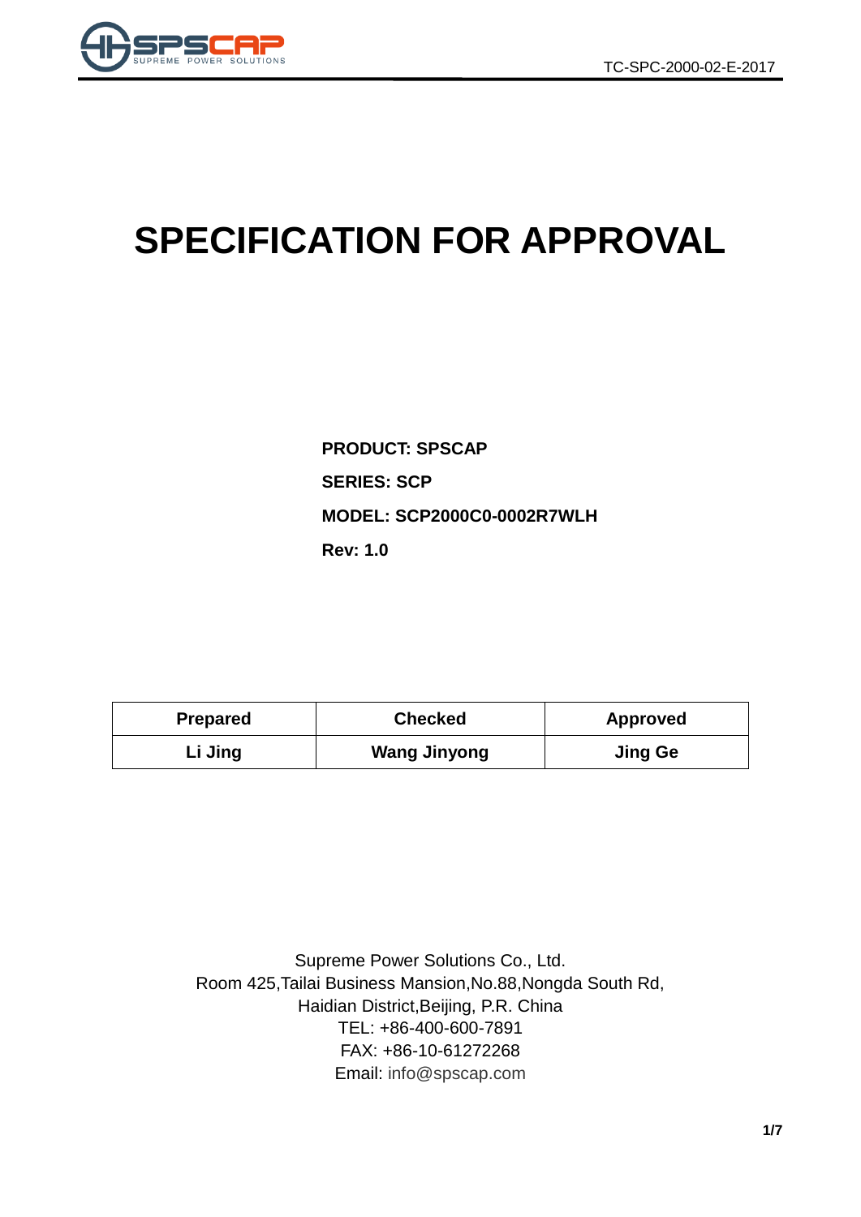# SPECIFICATION FOR APPROVAL

**PRODUCT: SPSCAP**

**SERIES: SCP**

**MODEL: SCP2000C0-0002R7WLH**

**Rev: 1.0**

| Prepared | Checked | Approved |
| --- | --- | --- |
| Li Jing | Wang Jinyong | Jing Ge |

Supreme Power Solutions Co., Ltd.
Room 425,Tailai Business Mansion,No.88,Nongda South Rd,
Haidian District,Beijing, P.R. China
TEL: +86-400-600-7891
FAX: +86-10-61272268
Email: info@spscap.com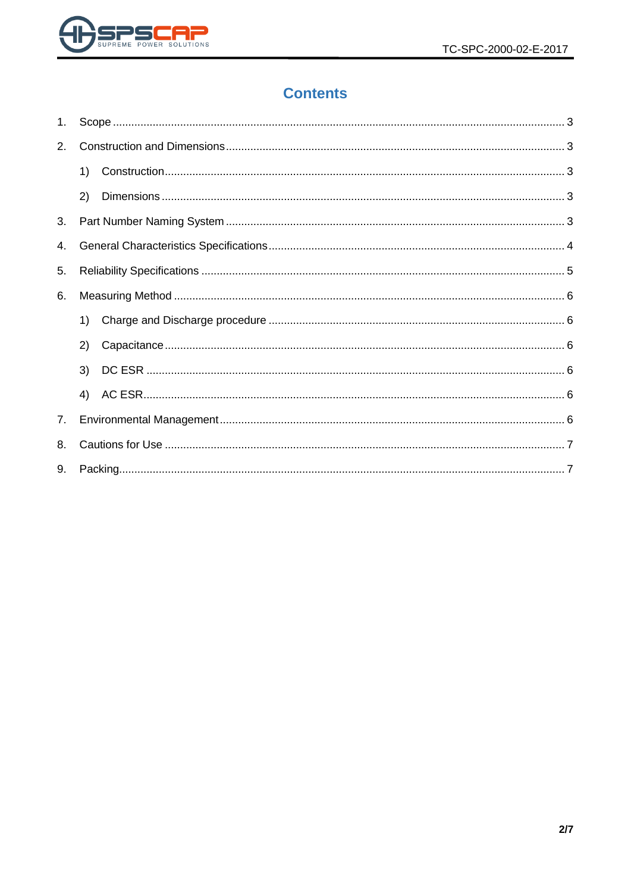# Contents

1. Scope ........................................................................................................................................... 3
2. Construction and Dimensions ....................................................................................................... 3
   1) Construction ............................................................................................................................ 3
   2) Dimensions .............................................................................................................................. 3
3. Part Number Naming System ....................................................................................................... 3
4. General Characteristics Specifications ......................................................................................... 4
5. Reliability Specifications .............................................................................................................. 5
6. Measuring Method ........................................................................................................................ 6
   1) Charge and Discharge procedure ............................................................................................ 6
   2) Capacitance ............................................................................................................................. 6
   3) DC ESR .................................................................................................................................... 6
   4) AC ESR .................................................................................................................................... 6
7. Environmental Management ......................................................................................................... 6
8. Cautions for Use ........................................................................................................................... 7
9. Packing ......................................................................................................................................... 7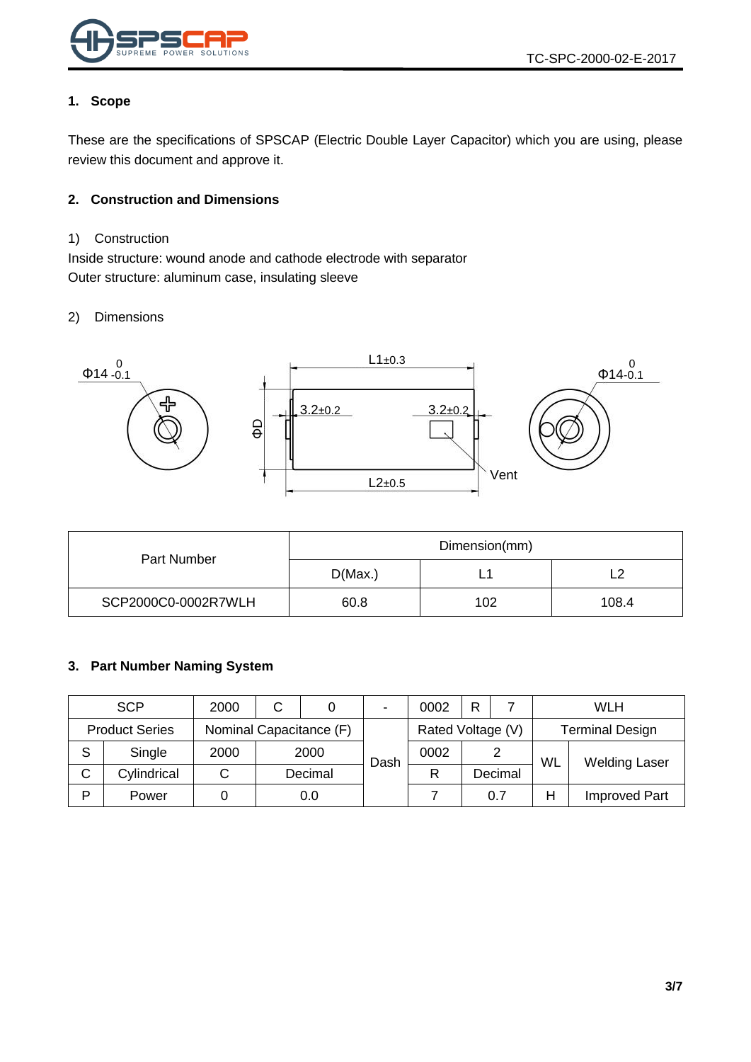## 1. Scope

These are the specifications of SPSCAP (Electric Double Layer Capacitor) which you are using, please review this document and approve it.

## 2. Construction and Dimensions

1) Construction

Inside structure: wound anode and cathode electrode with separator
Outer structure: aluminum case, insulating sleeve

2) Dimensions

| Part Number | Dimension(mm) | | |
|---|---|---|---|
| | D(Max.) | L1 | L2 |
| SCP2000C0-0002R7WLH | 60.8 | 102 | 108.4 |

## 3. Part Number Naming System

| SCP | | 2000 | C | 0 | - | 0002 | R | 7 | WLH | |
|---|---|---|---|---|---|---|---|---|---|---|
| Product Series | | Nominal Capacitance (F) | | | Dash | Rated Voltage (V) | | | Terminal Design | |
| S | Single | 2000 | 2000 | | | 0002 | 2 | | WL | Welding Laser |
| C | Cylindrical | C | Decimal | | | R | Decimal | | | |
| P | Power | 0 | 0.0 | | | 7 | 0.7 | | H | Improved Part |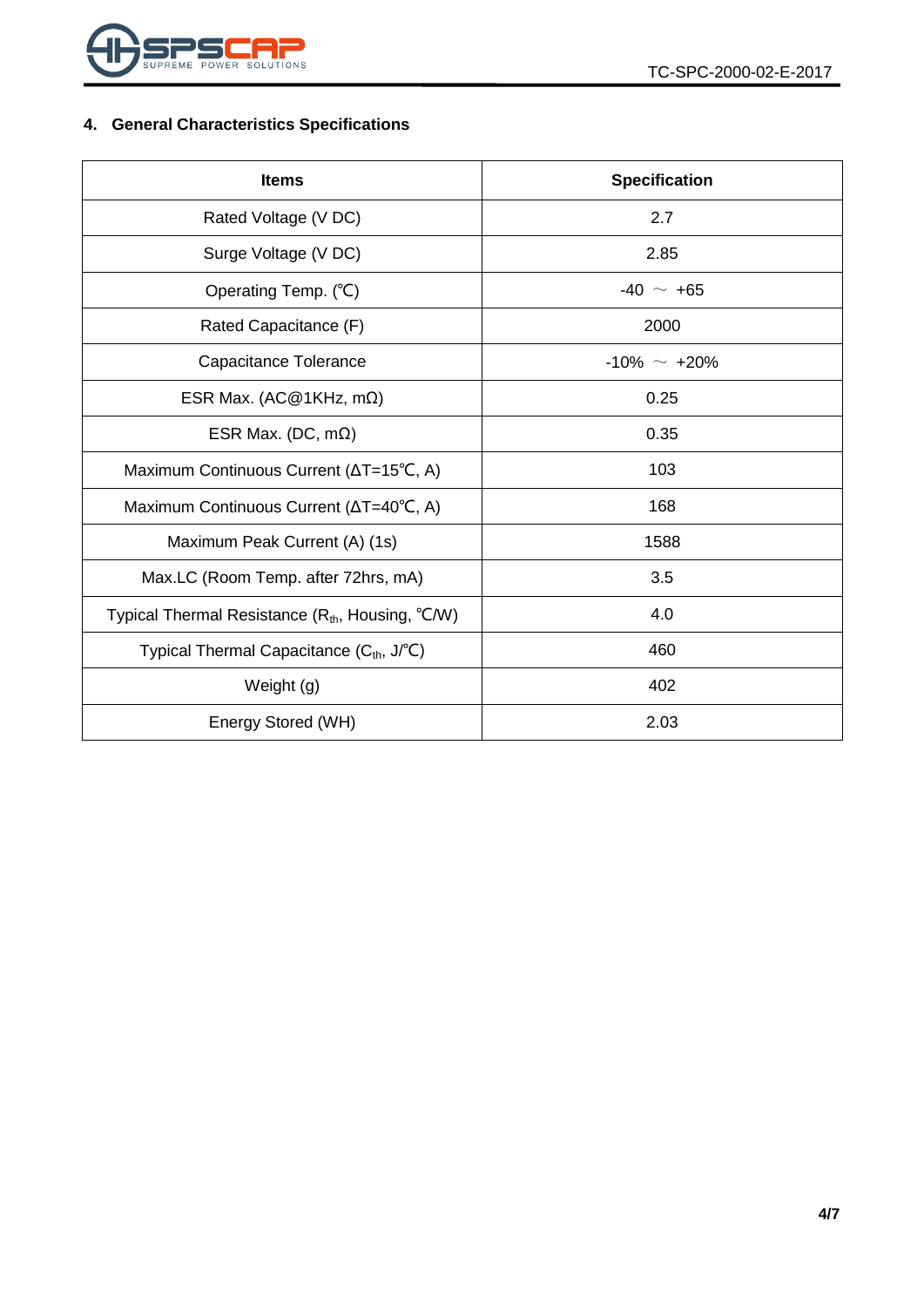## 4. General Characteristics Specifications

| Items | Specification |
|---|---|
| Rated Voltage (V DC) | 2.7 |
| Surge Voltage (V DC) | 2.85 |
| Operating Temp. (℃) | -40 ～ +65 |
| Rated Capacitance (F) | 2000 |
| Capacitance Tolerance | -10% ～ +20% |
| ESR Max. (AC@1KHz, mΩ) | 0.25 |
| ESR Max. (DC, mΩ) | 0.35 |
| Maximum Continuous Current (ΔT=15℃, A) | 103 |
| Maximum Continuous Current (ΔT=40℃, A) | 168 |
| Maximum Peak Current (A) (1s) | 1588 |
| Max.LC (Room Temp. after 72hrs, mA) | 3.5 |
| Typical Thermal Resistance ($R_{th}$, Housing, ℃/W) | 4.0 |
| Typical Thermal Capacitance ($C_{th}$, J/℃) | 460 |
| Weight (g) | 402 |
| Energy Stored (WH) | 2.03 |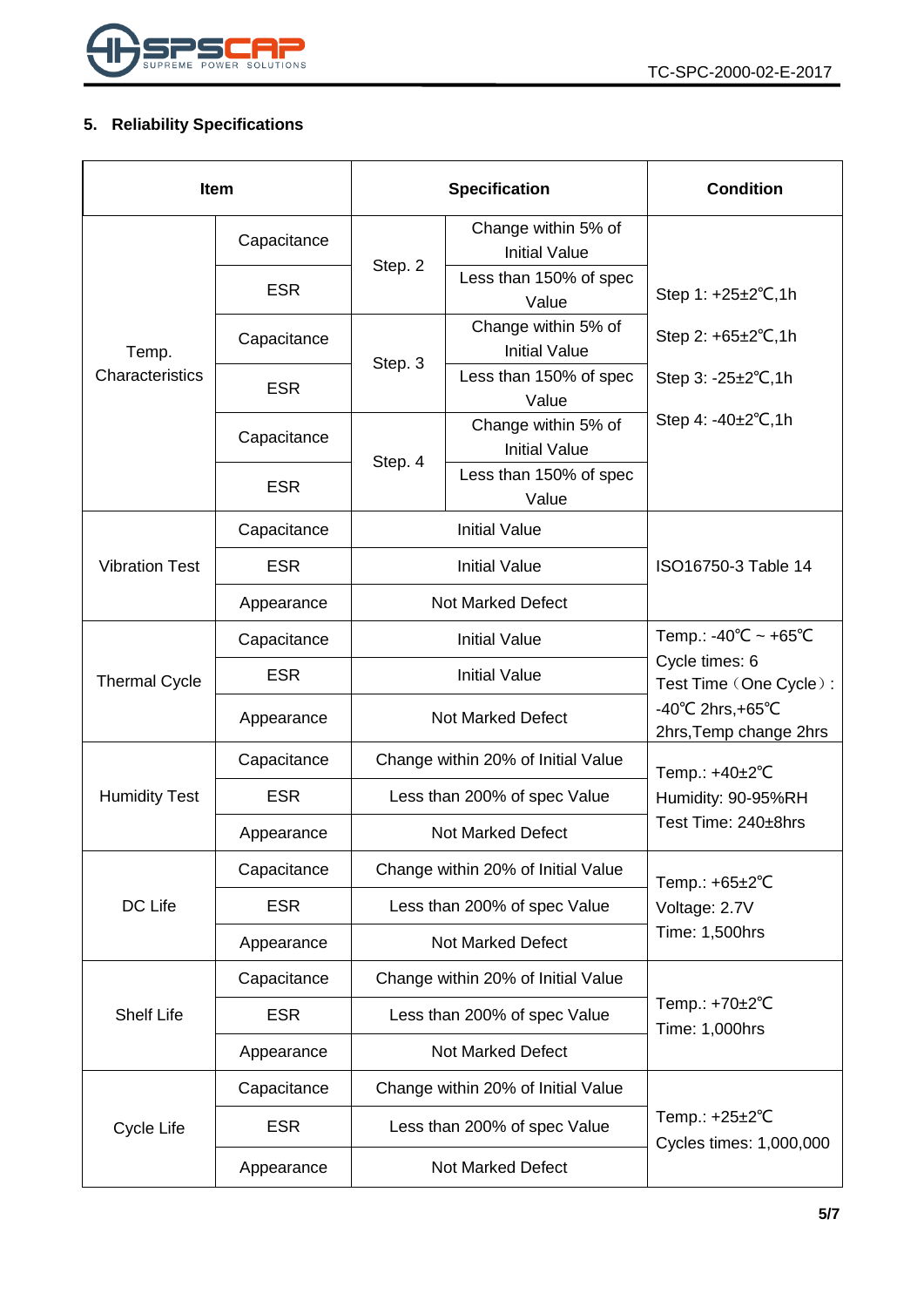## 5. Reliability Specifications

| Item | | Specification | | Condition |
|---|---|---|---|---|
| Temp. Characteristics | Capacitance | Step. 2 | Change within 5% of Initial Value | Step 1: +25±2℃,1h<br>Step 2: +65±2℃,1h<br>Step 3: -25±2℃,1h<br>Step 4: -40±2℃,1h |
| | ESR | | Less than 150% of spec Value | |
| | Capacitance | Step. 3 | Change within 5% of Initial Value | |
| | ESR | | Less than 150% of spec Value | |
| | Capacitance | Step. 4 | Change within 5% of Initial Value | |
| | ESR | | Less than 150% of spec Value | |
| Vibration Test | Capacitance | Initial Value | | ISO16750-3 Table 14 |
| | ESR | Initial Value | | |
| | Appearance | Not Marked Defect | | |
| Thermal Cycle | Capacitance | Initial Value | | Temp.: -40℃ ~ +65℃<br>Cycle times: 6<br>Test Time（One Cycle）:<br>-40℃ 2hrs,+65℃ 2hrs,Temp change 2hrs |
| | ESR | Initial Value | | |
| | Appearance | Not Marked Defect | | |
| Humidity Test | Capacitance | Change within 20% of Initial Value | | Temp.: +40±2℃<br>Humidity: 90-95%RH<br>Test Time: 240±8hrs |
| | ESR | Less than 200% of spec Value | | |
| | Appearance | Not Marked Defect | | |
| DC Life | Capacitance | Change within 20% of Initial Value | | Temp.: +65±2℃<br>Voltage: 2.7V<br>Time: 1,500hrs |
| | ESR | Less than 200% of spec Value | | |
| | Appearance | Not Marked Defect | | |
| Shelf Life | Capacitance | Change within 20% of Initial Value | | Temp.: +70±2℃<br>Time: 1,000hrs |
| | ESR | Less than 200% of spec Value | | |
| | Appearance | Not Marked Defect | | |
| Cycle Life | Capacitance | Change within 20% of Initial Value | | Temp.: +25±2℃<br>Cycles times: 1,000,000 |
| | ESR | Less than 200% of spec Value | | |
| | Appearance | Not Marked Defect | | |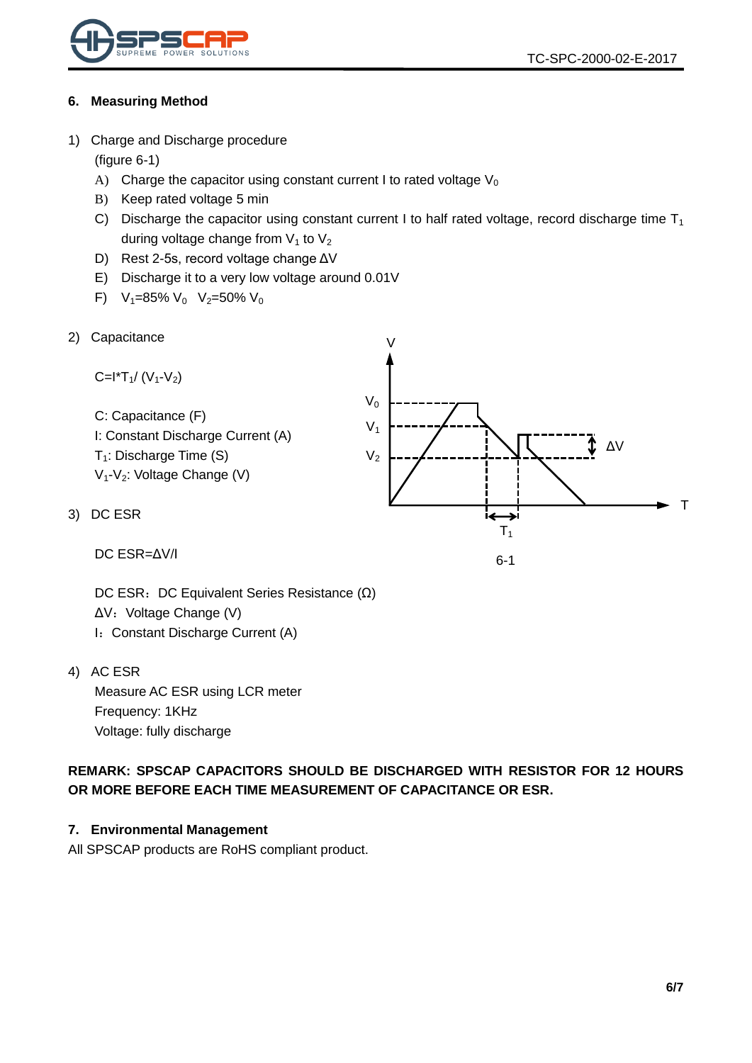## 6. Measuring Method

1) Charge and Discharge procedure
   (figure 6-1)
   A) Charge the capacitor using constant current I to rated voltage $V_0$
   B) Keep rated voltage 5 min
   C) Discharge the capacitor using constant current I to half rated voltage, record discharge time $T_1$ during voltage change from $V_1$ to $V_2$
   D) Rest 2-5s, record voltage change ΔV
   E) Discharge it to a very low voltage around 0.01V
   F) $V_1$=85% $V_0$  $V_2$=50% $V_0$

2) Capacitance

   $C=I*T_1/(V_1-V_2)$

   C: Capacitance (F)
   I: Constant Discharge Current (A)
   $T_1$: Discharge Time (S)
   $V_1$-$V_2$: Voltage Change (V)

3) DC ESR

   DC ESR=ΔV/I

   DC ESR：DC Equivalent Series Resistance (Ω)
   ΔV：Voltage Change (V)
   I：Constant Discharge Current (A)

6-1

4) AC ESR
   Measure AC ESR using LCR meter
   Frequency: 1KHz
   Voltage: fully discharge

**REMARK: SPSCAP CAPACITORS SHOULD BE DISCHARGED WITH RESISTOR FOR 12 HOURS OR MORE BEFORE EACH TIME MEASUREMENT OF CAPACITANCE OR ESR.**

## 7. Environmental Management

All SPSCAP products are RoHS compliant product.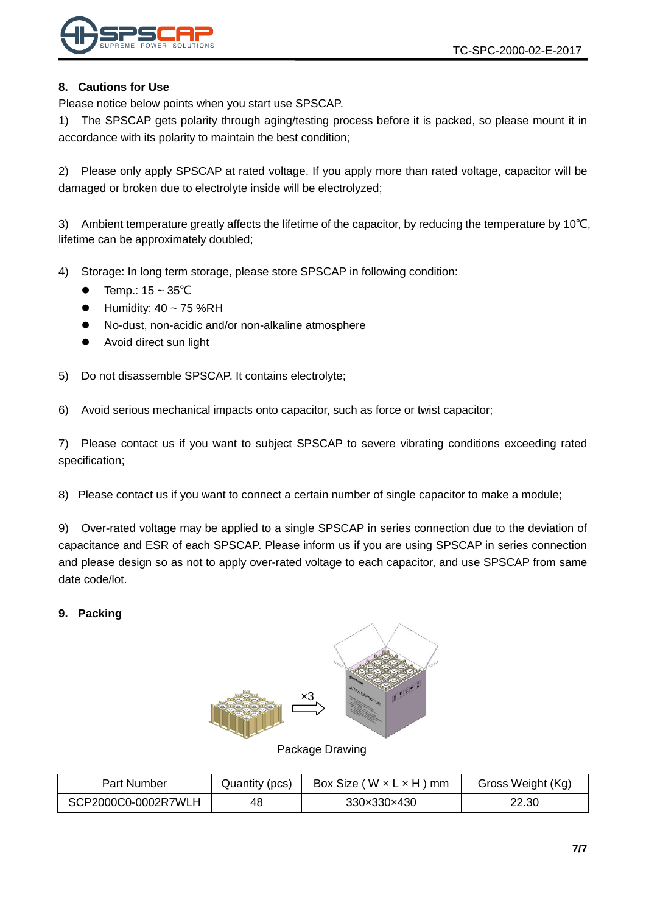## 8. Cautions for Use

Please notice below points when you start use SPSCAP.

1) The SPSCAP gets polarity through aging/testing process before it is packed, so please mount it in accordance with its polarity to maintain the best condition;

2) Please only apply SPSCAP at rated voltage. If you apply more than rated voltage, capacitor will be damaged or broken due to electrolyte inside will be electrolyzed;

3) Ambient temperature greatly affects the lifetime of the capacitor, by reducing the temperature by 10℃, lifetime can be approximately doubled;

4) Storage: In long term storage, please store SPSCAP in following condition:

- Temp.: 15 ~ 35℃
- Humidity: 40 ~ 75 %RH
- No-dust, non-acidic and/or non-alkaline atmosphere
- Avoid direct sun light

5) Do not disassemble SPSCAP. It contains electrolyte;

6) Avoid serious mechanical impacts onto capacitor, such as force or twist capacitor;

7) Please contact us if you want to subject SPSCAP to severe vibrating conditions exceeding rated specification;

8) Please contact us if you want to connect a certain number of single capacitor to make a module;

9) Over-rated voltage may be applied to a single SPSCAP in series connection due to the deviation of capacitance and ESR of each SPSCAP. Please inform us if you are using SPSCAP in series connection and please design so as not to apply over-rated voltage to each capacitor, and use SPSCAP from same date code/lot.

## 9. Packing

×3

Package Drawing

| Part Number | Quantity (pcs) | Box Size ( W × L × H ) mm | Gross Weight (Kg) |
|---|---|---|---|
| SCP2000C0-0002R7WLH | 48 | 330×330×430 | 22.30 |